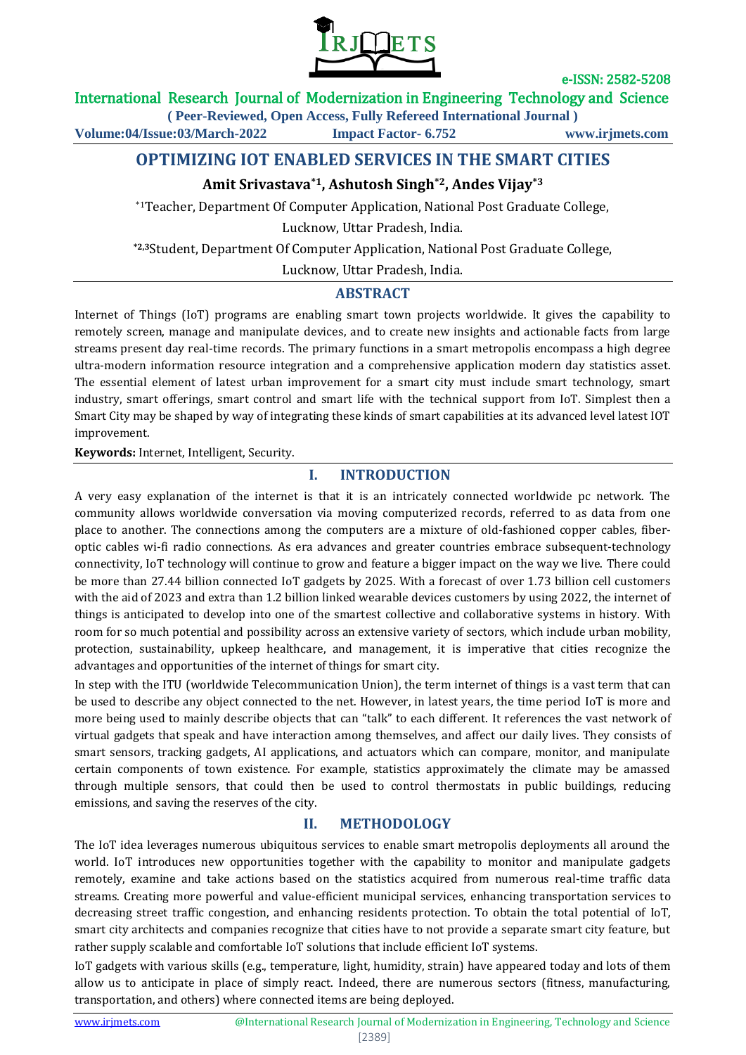# OPTIMIZING IOT ENABLED SERVICES IN THE SMART CITIES

**Amit Srivastava[*1], Ashutosh Singh[*2], Andes Vijay[*3]**

[*1]Teacher, Department Of Computer Application, National Post Graduate College, Lucknow, Uttar Pradesh, India.

[*2,3]Student, Department Of Computer Application, National Post Graduate College, Lucknow, Uttar Pradesh, India.

## ABSTRACT

Internet of Things (IoT) programs are enabling smart town projects worldwide. It gives the capability to remotely screen, manage and manipulate devices, and to create new insights and actionable facts from large streams present day real-time records. The primary functions in a smart metropolis encompass a high degree ultra-modern information resource integration and a comprehensive application modern day statistics asset. The essential element of latest urban improvement for a smart city must include smart technology, smart industry, smart offerings, smart control and smart life with the technical support from IoT. Simplest then a Smart City may be shaped by way of integrating these kinds of smart capabilities at its advanced level latest IOT improvement.

**Keywords:** Internet, Intelligent, Security.

## I. INTRODUCTION

A very easy explanation of the internet is that it is an intricately connected worldwide pc network. The community allows worldwide conversation via moving computerized records, referred to as data from one place to another. The connections among the computers are a mixture of old-fashioned copper cables, fiber-optic cables wi-fi radio connections. As era advances and greater countries embrace subsequent-technology connectivity, IoT technology will continue to grow and feature a bigger impact on the way we live. There could be more than 27.44 billion connected IoT gadgets by 2025. With a forecast of over 1.73 billion cell customers with the aid of 2023 and extra than 1.2 billion linked wearable devices customers by using 2022, the internet of things is anticipated to develop into one of the smartest collective and collaborative systems in history. With room for so much potential and possibility across an extensive variety of sectors, which include urban mobility, protection, sustainability, upkeep healthcare, and management, it is imperative that cities recognize the advantages and opportunities of the internet of things for smart city.

In step with the ITU (worldwide Telecommunication Union), the term internet of things is a vast term that can be used to describe any object connected to the net. However, in latest years, the time period IoT is more and more being used to mainly describe objects that can "talk" to each different. It references the vast network of virtual gadgets that speak and have interaction among themselves, and affect our daily lives. They consists of smart sensors, tracking gadgets, AI applications, and actuators which can compare, monitor, and manipulate certain components of town existence. For example, statistics approximately the climate may be amassed through multiple sensors, that could then be used to control thermostats in public buildings, reducing emissions, and saving the reserves of the city.

## II. METHODOLOGY

The IoT idea leverages numerous ubiquitous services to enable smart metropolis deployments all around the world. IoT introduces new opportunities together with the capability to monitor and manipulate gadgets remotely, examine and take actions based on the statistics acquired from numerous real-time traffic data streams. Creating more powerful and value-efficient municipal services, enhancing transportation services to decreasing street traffic congestion, and enhancing residents protection. To obtain the total potential of IoT, smart city architects and companies recognize that cities have to not provide a separate smart city feature, but rather supply scalable and comfortable IoT solutions that include efficient IoT systems.

IoT gadgets with various skills (e.g., temperature, light, humidity, strain) have appeared today and lots of them allow us to anticipate in place of simply react. Indeed, there are numerous sectors (fitness, manufacturing, transportation, and others) where connected items are being deployed.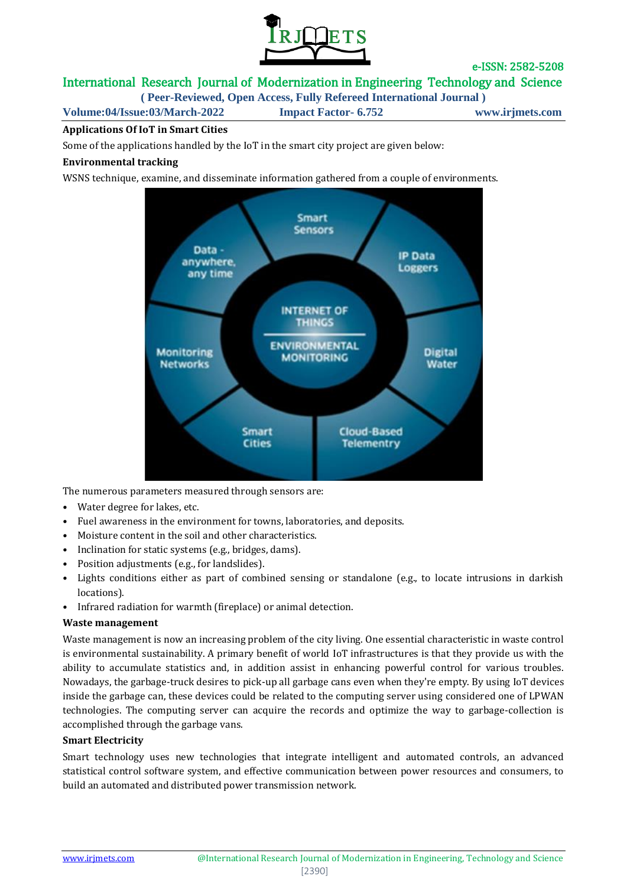### Applications Of IoT in Smart Cities

Some of the applications handled by the IoT in the smart city project are given below:

#### Environmental tracking

WSNS technique, examine, and disseminate information gathered from a couple of environments.

The numerous parameters measured through sensors are:

- Water degree for lakes, etc.
- Fuel awareness in the environment for towns, laboratories, and deposits.
- Moisture content in the soil and other characteristics.
- Inclination for static systems (e.g., bridges, dams).
- Position adjustments (e.g., for landslides).
- Lights conditions either as part of combined sensing or standalone (e.g., to locate intrusions in darkish locations).
- Infrared radiation for warmth (fireplace) or animal detection.

#### Waste management

Waste management is now an increasing problem of the city living. One essential characteristic in waste control is environmental sustainability. A primary benefit of world IoT infrastructures is that they provide us with the ability to accumulate statistics and, in addition assist in enhancing powerful control for various troubles. Nowadays, the garbage-truck desires to pick-up all garbage cans even when they're empty. By using IoT devices inside the garbage can, these devices could be related to the computing server using considered one of LPWAN technologies. The computing server can acquire the records and optimize the way to garbage-collection is accomplished through the garbage vans.

#### Smart Electricity

Smart technology uses new technologies that integrate intelligent and automated controls, an advanced statistical control software system, and effective communication between power resources and consumers, to build an automated and distributed power transmission network.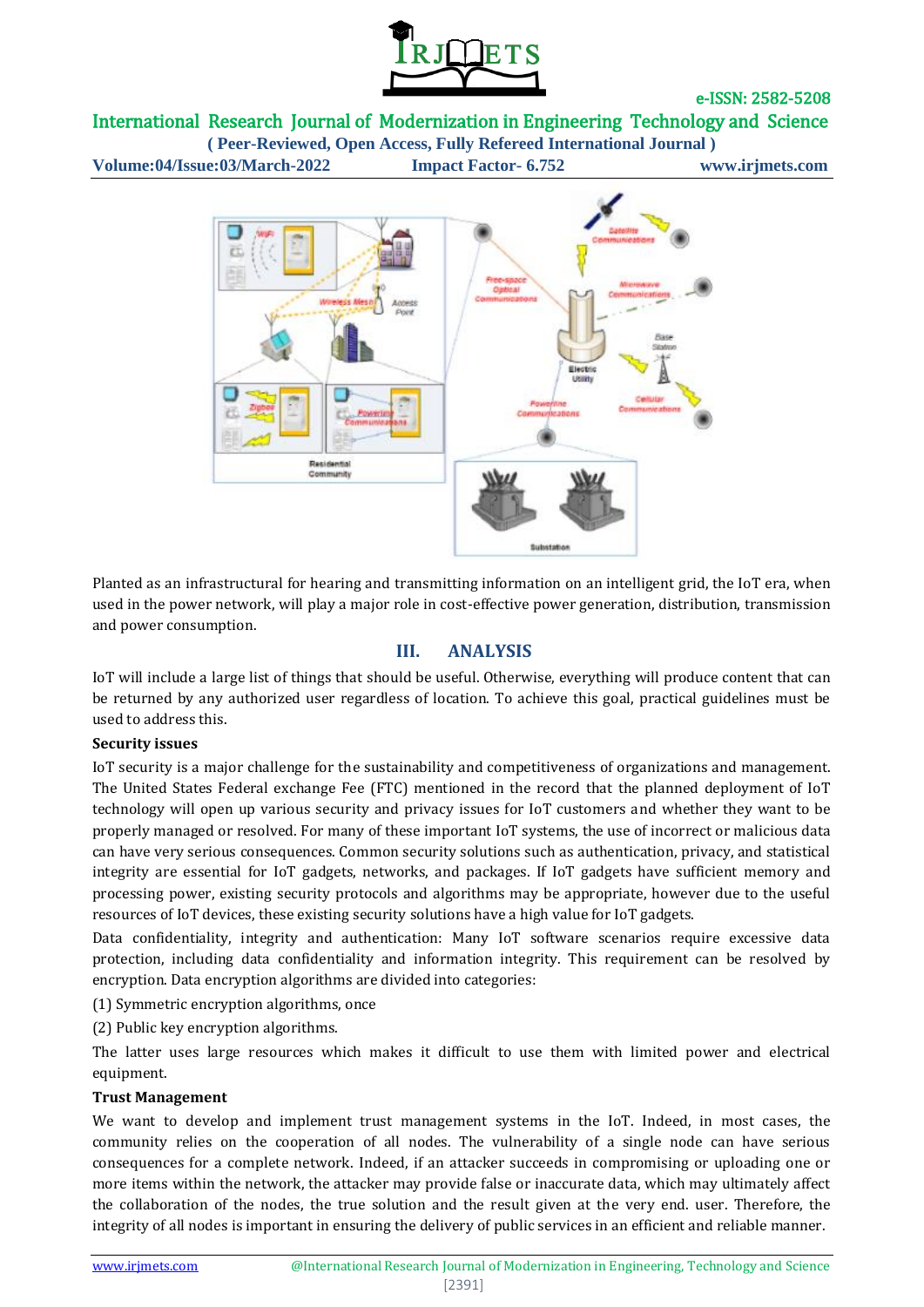Planted as an infrastructural for hearing and transmitting information on an intelligent grid, the IoT era, when used in the power network, will play a major role in cost-effective power generation, distribution, transmission and power consumption.

## III. ANALYSIS

IoT will include a large list of things that should be useful. Otherwise, everything will produce content that can be returned by any authorized user regardless of location. To achieve this goal, practical guidelines must be used to address this.

**Security issues**

IoT security is a major challenge for the sustainability and competitiveness of organizations and management. The United States Federal exchange Fee (FTC) mentioned in the record that the planned deployment of IoT technology will open up various security and privacy issues for IoT customers and whether they want to be properly managed or resolved. For many of these important IoT systems, the use of incorrect or malicious data can have very serious consequences. Common security solutions such as authentication, privacy, and statistical integrity are essential for IoT gadgets, networks, and packages. If IoT gadgets have sufficient memory and processing power, existing security protocols and algorithms may be appropriate, however due to the useful resources of IoT devices, these existing security solutions have a high value for IoT gadgets.

Data confidentiality, integrity and authentication: Many IoT software scenarios require excessive data protection, including data confidentiality and information integrity. This requirement can be resolved by encryption. Data encryption algorithms are divided into categories:

(1) Symmetric encryption algorithms, once

(2) Public key encryption algorithms.

The latter uses large resources which makes it difficult to use them with limited power and electrical equipment.

**Trust Management**

We want to develop and implement trust management systems in the IoT. Indeed, in most cases, the community relies on the cooperation of all nodes. The vulnerability of a single node can have serious consequences for a complete network. Indeed, if an attacker succeeds in compromising or uploading one or more items within the network, the attacker may provide false or inaccurate data, which may ultimately affect the collaboration of the nodes, the true solution and the result given at the very end. user. Therefore, the integrity of all nodes is important in ensuring the delivery of public services in an efficient and reliable manner.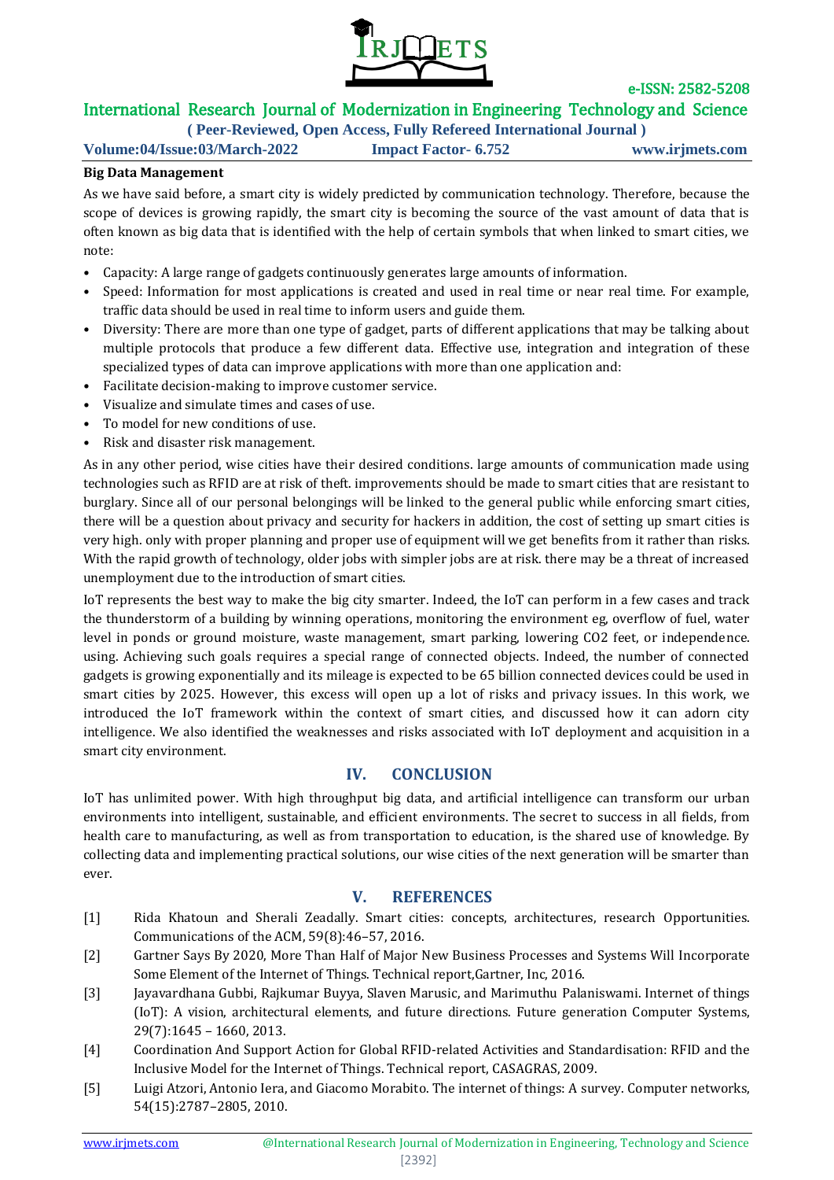**Big Data Management**

As we have said before, a smart city is widely predicted by communication technology. Therefore, because the scope of devices is growing rapidly, the smart city is becoming the source of the vast amount of data that is often known as big data that is identified with the help of certain symbols that when linked to smart cities, we note:

- Capacity: A large range of gadgets continuously generates large amounts of information.
- Speed: Information for most applications is created and used in real time or near real time. For example, traffic data should be used in real time to inform users and guide them.
- Diversity: There are more than one type of gadget, parts of different applications that may be talking about multiple protocols that produce a few different data. Effective use, integration and integration of these specialized types of data can improve applications with more than one application and:
- Facilitate decision-making to improve customer service.
- Visualize and simulate times and cases of use.
- To model for new conditions of use.
- Risk and disaster risk management.

As in any other period, wise cities have their desired conditions. large amounts of communication made using technologies such as RFID are at risk of theft. improvements should be made to smart cities that are resistant to burglary. Since all of our personal belongings will be linked to the general public while enforcing smart cities, there will be a question about privacy and security for hackers in addition, the cost of setting up smart cities is very high. only with proper planning and proper use of equipment will we get benefits from it rather than risks. With the rapid growth of technology, older jobs with simpler jobs are at risk. there may be a threat of increased unemployment due to the introduction of smart cities.

IoT represents the best way to make the big city smarter. Indeed, the IoT can perform in a few cases and track the thunderstorm of a building by winning operations, monitoring the environment eg, overflow of fuel, water level in ponds or ground moisture, waste management, smart parking, lowering CO2 feet, or independence. using. Achieving such goals requires a special range of connected objects. Indeed, the number of connected gadgets is growing exponentially and its mileage is expected to be 65 billion connected devices could be used in smart cities by 2025. However, this excess will open up a lot of risks and privacy issues. In this work, we introduced the IoT framework within the context of smart cities, and discussed how it can adorn city intelligence. We also identified the weaknesses and risks associated with IoT deployment and acquisition in a smart city environment.

## IV. CONCLUSION

IoT has unlimited power. With high throughput big data, and artificial intelligence can transform our urban environments into intelligent, sustainable, and efficient environments. The secret to success in all fields, from health care to manufacturing, as well as from transportation to education, is the shared use of knowledge. By collecting data and implementing practical solutions, our wise cities of the next generation will be smarter than ever.

## V. REFERENCES

[1] Rida Khatoun and Sherali Zeadally. Smart cities: concepts, architectures, research Opportunities. Communications of the ACM, 59(8):46–57, 2016.

[2] Gartner Says By 2020, More Than Half of Major New Business Processes and Systems Will Incorporate Some Element of the Internet of Things. Technical report,Gartner, Inc, 2016.

[3] Jayavardhana Gubbi, Rajkumar Buyya, Slaven Marusic, and Marimuthu Palaniswami. Internet of things (IoT): A vision, architectural elements, and future directions. Future generation Computer Systems, 29(7):1645 – 1660, 2013.

[4] Coordination And Support Action for Global RFID-related Activities and Standardisation: RFID and the Inclusive Model for the Internet of Things. Technical report, CASAGRAS, 2009.

[5] Luigi Atzori, Antonio Iera, and Giacomo Morabito. The internet of things: A survey. Computer networks, 54(15):2787–2805, 2010.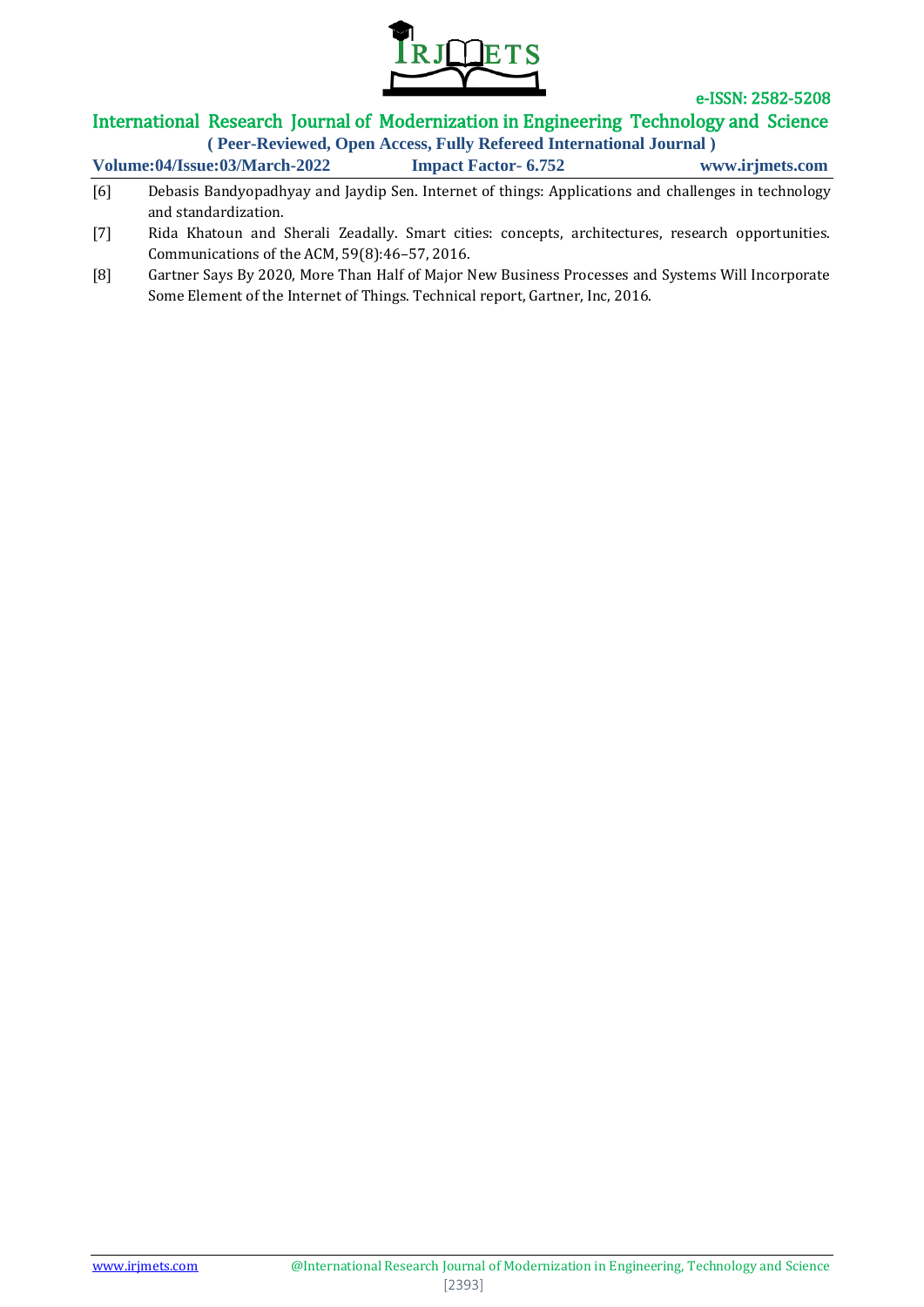[6] Debasis Bandyopadhyay and Jaydip Sen. Internet of things: Applications and challenges in technology and standardization.

[7] Rida Khatoun and Sherali Zeadally. Smart cities: concepts, architectures, research opportunities. Communications of the ACM, 59(8):46–57, 2016.

[8] Gartner Says By 2020, More Than Half of Major New Business Processes and Systems Will Incorporate Some Element of the Internet of Things. Technical report, Gartner, Inc, 2016.